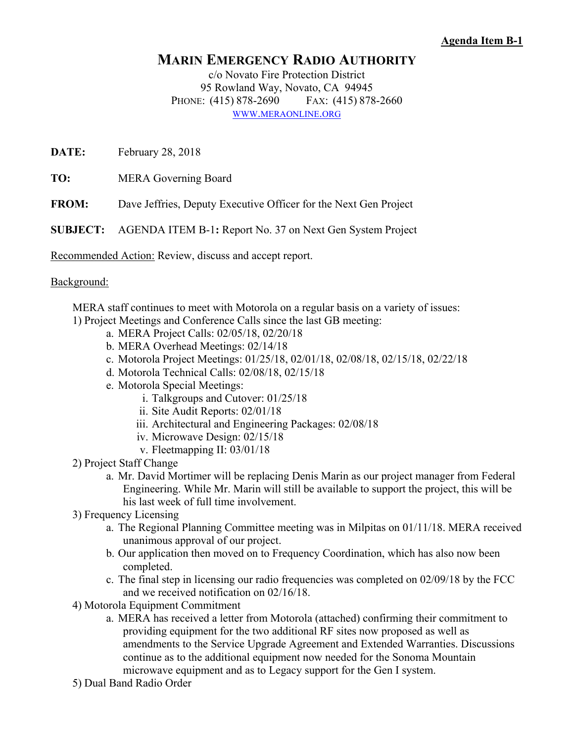**Agenda Item B-1**

# MARIN EMERGENCY RADIO AUTHORITY

c/o Novato Fire Protection District
95 Rowland Way, Novato, CA 94945
PHONE: (415) 878-2690 FAX: (415) 878-2660
WWW.MERAONLINE.ORG

**DATE:** February 28, 2018

**TO:** MERA Governing Board

**FROM:** Dave Jeffries, Deputy Executive Officer for the Next Gen Project

**SUBJECT:** AGENDA ITEM B-1**:** Report No. 37 on Next Gen System Project

Recommended Action: Review, discuss and accept report.

Background:

MERA staff continues to meet with Motorola on a regular basis on a variety of issues:

1) Project Meetings and Conference Calls since the last GB meeting:
   a. MERA Project Calls: 02/05/18, 02/20/18
   b. MERA Overhead Meetings: 02/14/18
   c. Motorola Project Meetings: 01/25/18, 02/01/18, 02/08/18, 02/15/18, 02/22/18
   d. Motorola Technical Calls: 02/08/18, 02/15/18
   e. Motorola Special Meetings:
      i. Talkgroups and Cutover: 01/25/18
      ii. Site Audit Reports: 02/01/18
      iii. Architectural and Engineering Packages: 02/08/18
      iv. Microwave Design: 02/15/18
      v. Fleetmapping II: 03/01/18
2) Project Staff Change
   a. Mr. David Mortimer will be replacing Denis Marin as our project manager from Federal Engineering. While Mr. Marin will still be available to support the project, this will be his last week of full time involvement.
3) Frequency Licensing
   a. The Regional Planning Committee meeting was in Milpitas on 01/11/18. MERA received unanimous approval of our project.
   b. Our application then moved on to Frequency Coordination, which has also now been completed.
   c. The final step in licensing our radio frequencies was completed on 02/09/18 by the FCC and we received notification on 02/16/18.
4) Motorola Equipment Commitment
   a. MERA has received a letter from Motorola (attached) confirming their commitment to providing equipment for the two additional RF sites now proposed as well as amendments to the Service Upgrade Agreement and Extended Warranties. Discussions continue as to the additional equipment now needed for the Sonoma Mountain microwave equipment and as to Legacy support for the Gen I system.
5) Dual Band Radio Order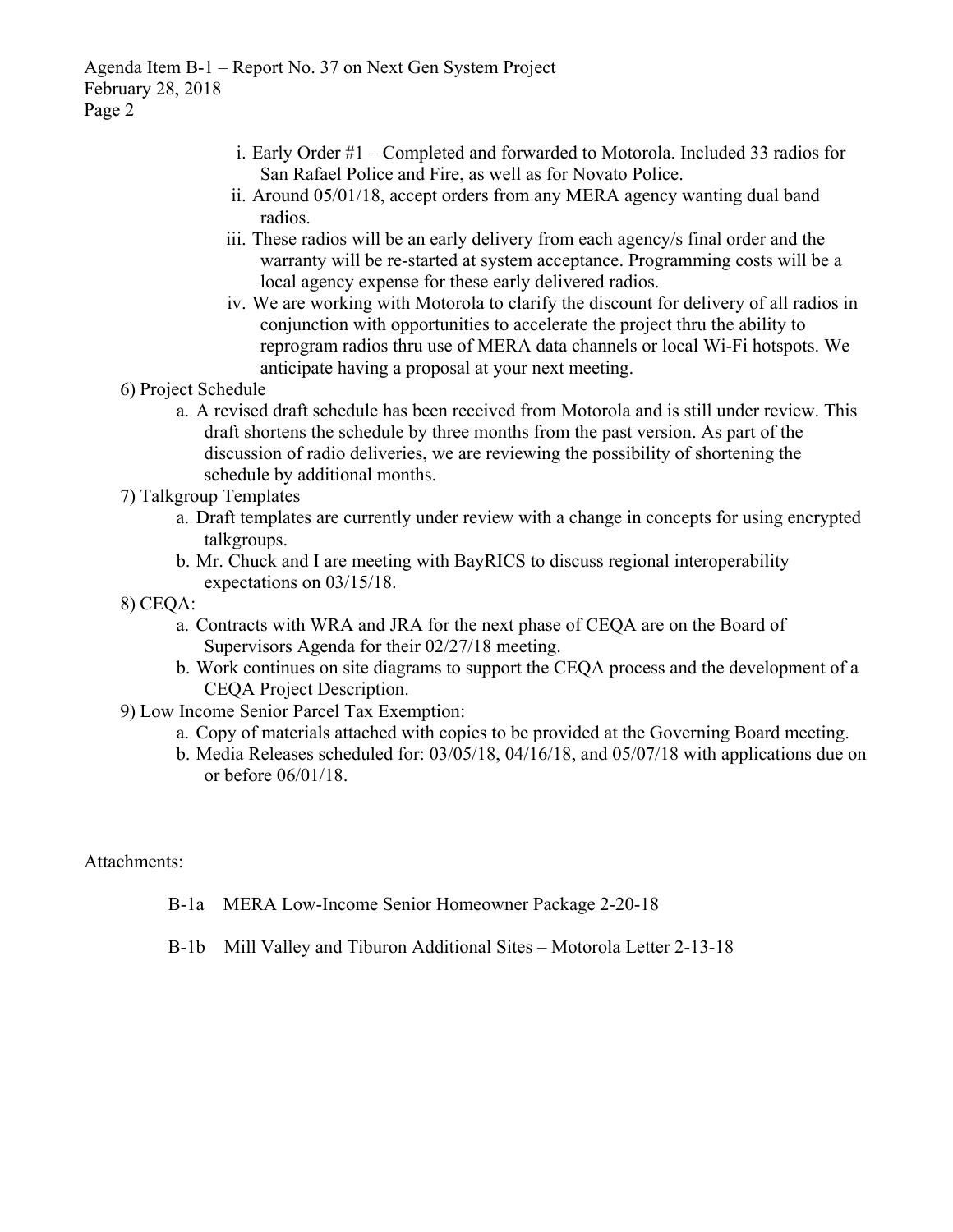i. Early Order #1 – Completed and forwarded to Motorola. Included 33 radios for San Rafael Police and Fire, as well as for Novato Police.
ii. Around 05/01/18, accept orders from any MERA agency wanting dual band radios.
iii. These radios will be an early delivery from each agency/s final order and the warranty will be re-started at system acceptance. Programming costs will be a local agency expense for these early delivered radios.
iv. We are working with Motorola to clarify the discount for delivery of all radios in conjunction with opportunities to accelerate the project thru the ability to reprogram radios thru use of MERA data channels or local Wi-Fi hotspots. We anticipate having a proposal at your next meeting.

6) Project Schedule
   a. A revised draft schedule has been received from Motorola and is still under review. This draft shortens the schedule by three months from the past version. As part of the discussion of radio deliveries, we are reviewing the possibility of shortening the schedule by additional months.

7) Talkgroup Templates
   a. Draft templates are currently under review with a change in concepts for using encrypted talkgroups.
   b. Mr. Chuck and I are meeting with BayRICS to discuss regional interoperability expectations on 03/15/18.

8) CEQA:
   a. Contracts with WRA and JRA for the next phase of CEQA are on the Board of Supervisors Agenda for their 02/27/18 meeting.
   b. Work continues on site diagrams to support the CEQA process and the development of a CEQA Project Description.

9) Low Income Senior Parcel Tax Exemption:
   a. Copy of materials attached with copies to be provided at the Governing Board meeting.
   b. Media Releases scheduled for: 03/05/18, 04/16/18, and 05/07/18 with applications due on or before 06/01/18.

Attachments:

B-1a MERA Low-Income Senior Homeowner Package 2-20-18

B-1b Mill Valley and Tiburon Additional Sites – Motorola Letter 2-13-18